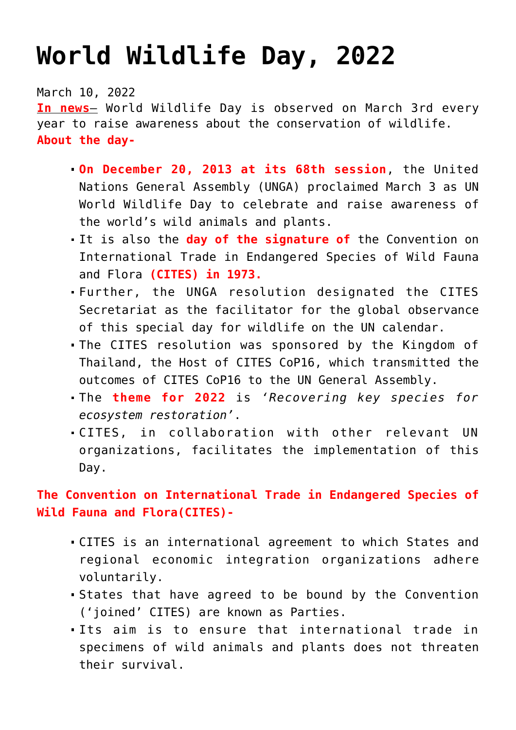# World Wildlife Day, 2022

March 10, 2022

**In news**– World Wildlife Day is observed on March 3rd every year to raise awareness about the conservation of wildlife.

**About the day-**

- **On December 20, 2013 at its 68th session**, the United Nations General Assembly (UNGA) proclaimed March 3 as UN World Wildlife Day to celebrate and raise awareness of the world's wild animals and plants.
- It is also the **day of the signature of** the Convention on International Trade in Endangered Species of Wild Fauna and Flora **(CITES) in 1973.**
- Further, the UNGA resolution designated the CITES Secretariat as the facilitator for the global observance of this special day for wildlife on the UN calendar.
- The CITES resolution was sponsored by the Kingdom of Thailand, the Host of CITES CoP16, which transmitted the outcomes of CITES CoP16 to the UN General Assembly.
- The **theme for 2022** is *'Recovering key species for ecosystem restoration'*.
- CITES, in collaboration with other relevant UN organizations, facilitates the implementation of this Day.

**The Convention on International Trade in Endangered Species of Wild Fauna and Flora(CITES)-**

- CITES is an international agreement to which States and regional economic integration organizations adhere voluntarily.
- States that have agreed to be bound by the Convention ('joined' CITES) are known as Parties.
- Its aim is to ensure that international trade in specimens of wild animals and plants does not threaten their survival.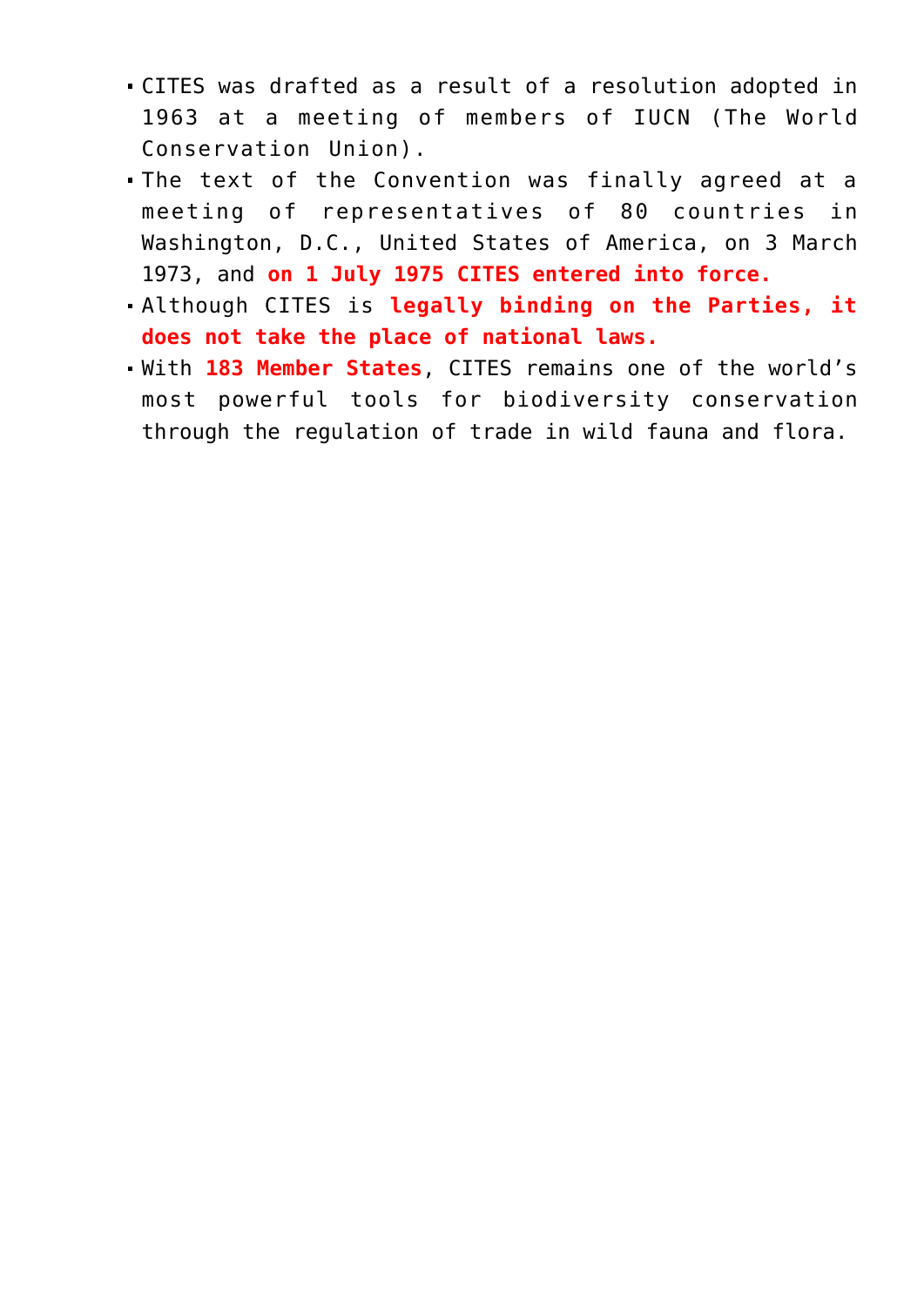- CITES was drafted as a result of a resolution adopted in 1963 at a meeting of members of IUCN (The World Conservation Union).
- The text of the Convention was finally agreed at a meeting of representatives of 80 countries in Washington, D.C., United States of America, on 3 March 1973, and **on 1 July 1975 CITES entered into force.**
- Although CITES is **legally binding on the Parties, it does not take the place of national laws.**
- With **183 Member States**, CITES remains one of the world's most powerful tools for biodiversity conservation through the regulation of trade in wild fauna and flora.